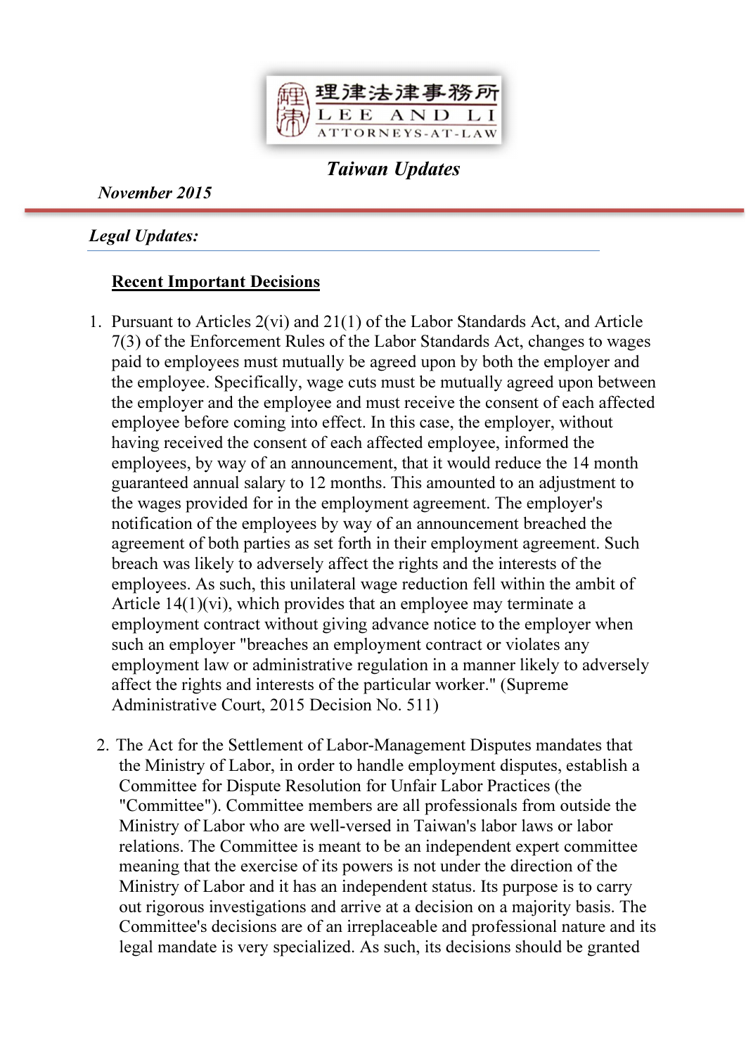理律法律事務所
LEE AND LI
ATTORNEYS-AT-LAW

# *Taiwan Updates*

***November 2015***

## *Legal Updates:*

### Recent Important Decisions

1. Pursuant to Articles 2(vi) and 21(1) of the Labor Standards Act, and Article 7(3) of the Enforcement Rules of the Labor Standards Act, changes to wages paid to employees must mutually be agreed upon by both the employer and the employee. Specifically, wage cuts must be mutually agreed upon between the employer and the employee and must receive the consent of each affected employee before coming into effect. In this case, the employer, without having received the consent of each affected employee, informed the employees, by way of an announcement, that it would reduce the 14 month guaranteed annual salary to 12 months. This amounted to an adjustment to the wages provided for in the employment agreement. The employer's notification of the employees by way of an announcement breached the agreement of both parties as set forth in their employment agreement. Such breach was likely to adversely affect the rights and the interests of the employees. As such, this unilateral wage reduction fell within the ambit of Article 14(1)(vi), which provides that an employee may terminate a employment contract without giving advance notice to the employer when such an employer "breaches an employment contract or violates any employment law or administrative regulation in a manner likely to adversely affect the rights and interests of the particular worker." (Supreme Administrative Court, 2015 Decision No. 511)

2. The Act for the Settlement of Labor-Management Disputes mandates that the Ministry of Labor, in order to handle employment disputes, establish a Committee for Dispute Resolution for Unfair Labor Practices (the "Committee"). Committee members are all professionals from outside the Ministry of Labor who are well-versed in Taiwan's labor laws or labor relations. The Committee is meant to be an independent expert committee meaning that the exercise of its powers is not under the direction of the Ministry of Labor and it has an independent status. Its purpose is to carry out rigorous investigations and arrive at a decision on a majority basis. The Committee's decisions are of an irreplaceable and professional nature and its legal mandate is very specialized. As such, its decisions should be granted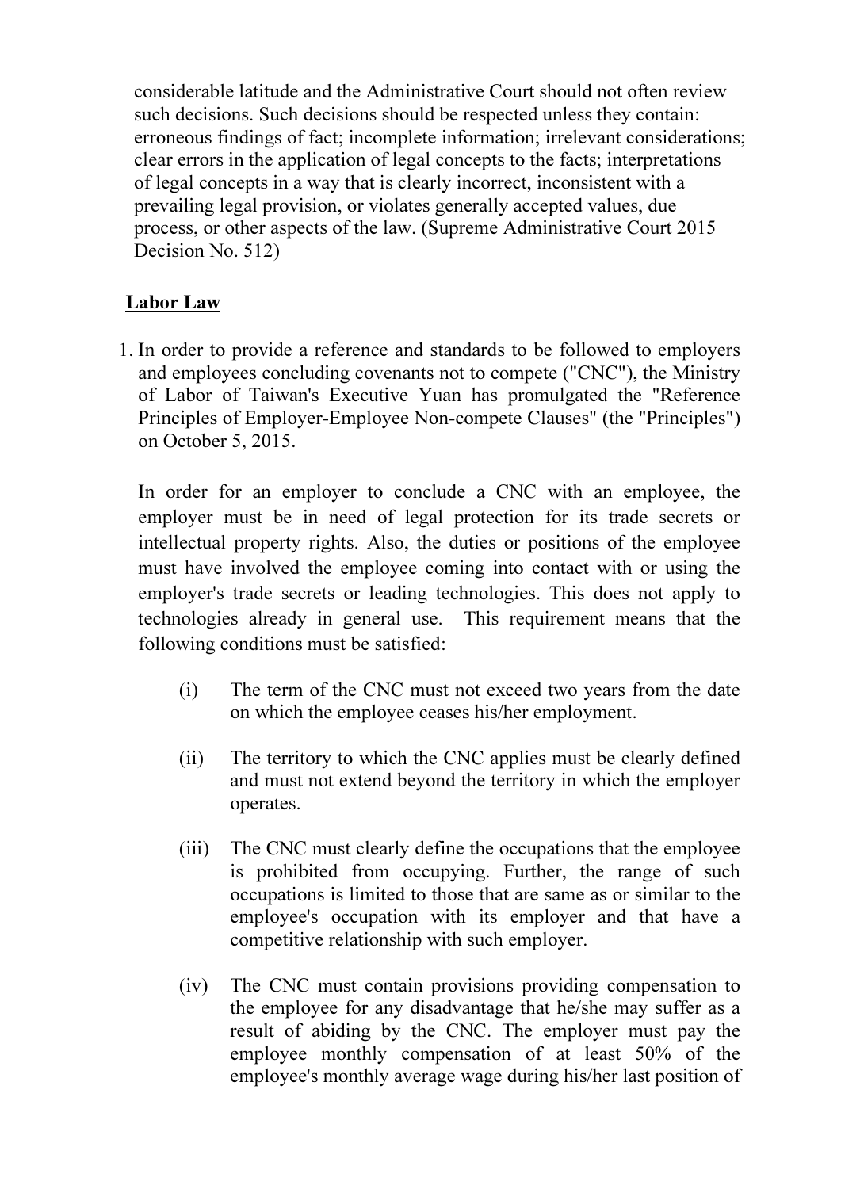considerable latitude and the Administrative Court should not often review such decisions. Such decisions should be respected unless they contain: erroneous findings of fact; incomplete information; irrelevant considerations; clear errors in the application of legal concepts to the facts; interpretations of legal concepts in a way that is clearly incorrect, inconsistent with a prevailing legal provision, or violates generally accepted values, due process, or other aspects of the law. (Supreme Administrative Court 2015 Decision No. 512)

## Labor Law

1. In order to provide a reference and standards to be followed to employers and employees concluding covenants not to compete ("CNC"), the Ministry of Labor of Taiwan's Executive Yuan has promulgated the "Reference Principles of Employer-Employee Non-compete Clauses" (the "Principles") on October 5, 2015.

   In order for an employer to conclude a CNC with an employee, the employer must be in need of legal protection for its trade secrets or intellectual property rights. Also, the duties or positions of the employee must have involved the employee coming into contact with or using the employer's trade secrets or leading technologies. This does not apply to technologies already in general use. This requirement means that the following conditions must be satisfied:

   (i) The term of the CNC must not exceed two years from the date on which the employee ceases his/her employment.

   (ii) The territory to which the CNC applies must be clearly defined and must not extend beyond the territory in which the employer operates.

   (iii) The CNC must clearly define the occupations that the employee is prohibited from occupying. Further, the range of such occupations is limited to those that are same as or similar to the employee's occupation with its employer and that have a competitive relationship with such employer.

   (iv) The CNC must contain provisions providing compensation to the employee for any disadvantage that he/she may suffer as a result of abiding by the CNC. The employer must pay the employee monthly compensation of at least 50% of the employee's monthly average wage during his/her last position of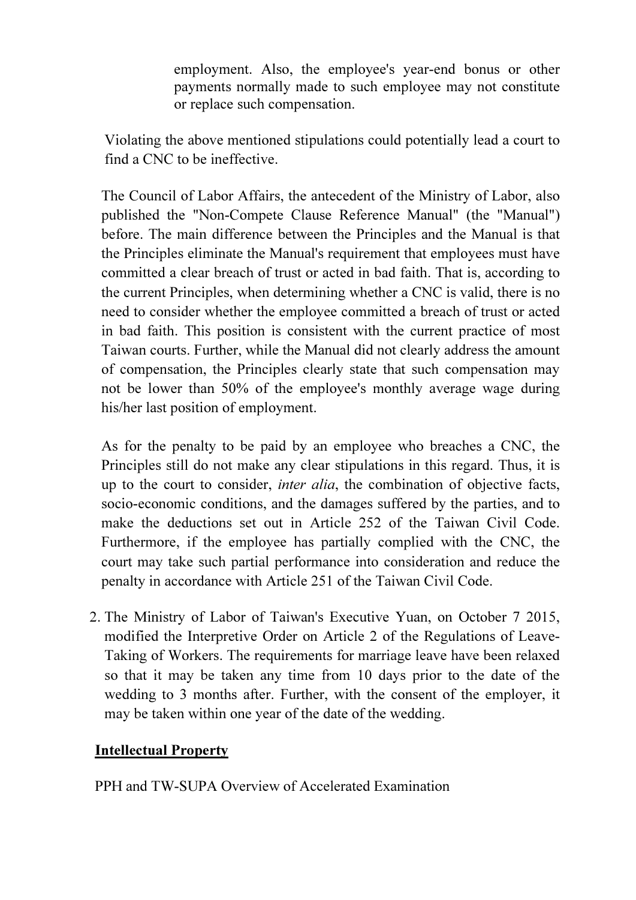employment. Also, the employee's year-end bonus or other payments normally made to such employee may not constitute or replace such compensation.

Violating the above mentioned stipulations could potentially lead a court to find a CNC to be ineffective.

The Council of Labor Affairs, the antecedent of the Ministry of Labor, also published the "Non-Compete Clause Reference Manual" (the "Manual") before. The main difference between the Principles and the Manual is that the Principles eliminate the Manual's requirement that employees must have committed a clear breach of trust or acted in bad faith. That is, according to the current Principles, when determining whether a CNC is valid, there is no need to consider whether the employee committed a breach of trust or acted in bad faith. This position is consistent with the current practice of most Taiwan courts. Further, while the Manual did not clearly address the amount of compensation, the Principles clearly state that such compensation may not be lower than 50% of the employee's monthly average wage during his/her last position of employment.

As for the penalty to be paid by an employee who breaches a CNC, the Principles still do not make any clear stipulations in this regard. Thus, it is up to the court to consider, *inter alia*, the combination of objective facts, socio-economic conditions, and the damages suffered by the parties, and to make the deductions set out in Article 252 of the Taiwan Civil Code. Furthermore, if the employee has partially complied with the CNC, the court may take such partial performance into consideration and reduce the penalty in accordance with Article 251 of the Taiwan Civil Code.

2. The Ministry of Labor of Taiwan's Executive Yuan, on October 7 2015, modified the Interpretive Order on Article 2 of the Regulations of Leave-Taking of Workers. The requirements for marriage leave have been relaxed so that it may be taken any time from 10 days prior to the date of the wedding to 3 months after. Further, with the consent of the employer, it may be taken within one year of the date of the wedding.

## Intellectual Property

PPH and TW-SUPA Overview of Accelerated Examination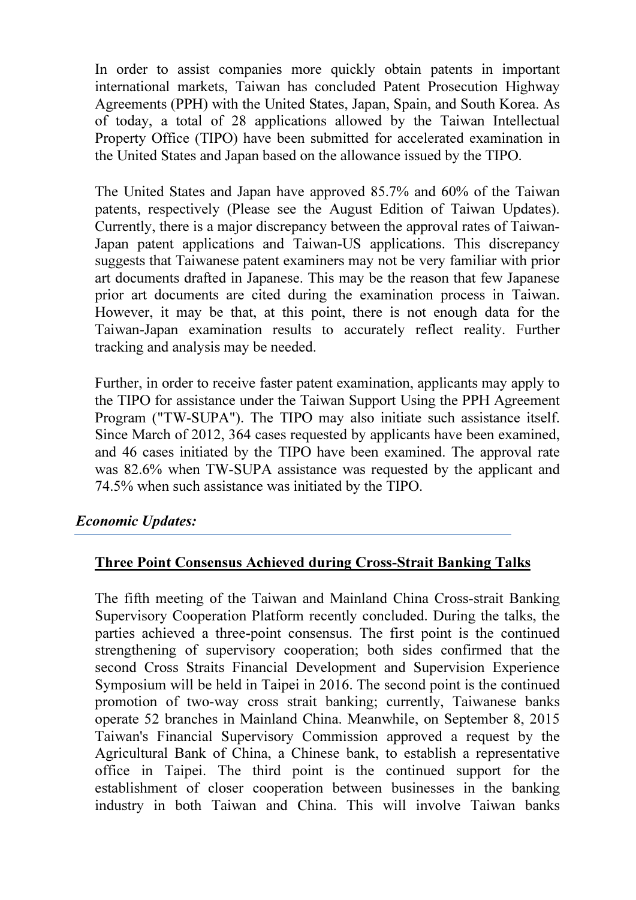In order to assist companies more quickly obtain patents in important international markets, Taiwan has concluded Patent Prosecution Highway Agreements (PPH) with the United States, Japan, Spain, and South Korea. As of today, a total of 28 applications allowed by the Taiwan Intellectual Property Office (TIPO) have been submitted for accelerated examination in the United States and Japan based on the allowance issued by the TIPO.

The United States and Japan have approved 85.7% and 60% of the Taiwan patents, respectively (Please see the August Edition of Taiwan Updates). Currently, there is a major discrepancy between the approval rates of Taiwan-Japan patent applications and Taiwan-US applications. This discrepancy suggests that Taiwanese patent examiners may not be very familiar with prior art documents drafted in Japanese. This may be the reason that few Japanese prior art documents are cited during the examination process in Taiwan. However, it may be that, at this point, there is not enough data for the Taiwan-Japan examination results to accurately reflect reality. Further tracking and analysis may be needed.

Further, in order to receive faster patent examination, applicants may apply to the TIPO for assistance under the Taiwan Support Using the PPH Agreement Program ("TW-SUPA"). The TIPO may also initiate such assistance itself. Since March of 2012, 364 cases requested by applicants have been examined, and 46 cases initiated by the TIPO have been examined. The approval rate was 82.6% when TW-SUPA assistance was requested by the applicant and 74.5% when such assistance was initiated by the TIPO.

***Economic Updates:***

**Three Point Consensus Achieved during Cross-Strait Banking Talks**

The fifth meeting of the Taiwan and Mainland China Cross-strait Banking Supervisory Cooperation Platform recently concluded. During the talks, the parties achieved a three-point consensus. The first point is the continued strengthening of supervisory cooperation; both sides confirmed that the second Cross Straits Financial Development and Supervision Experience Symposium will be held in Taipei in 2016. The second point is the continued promotion of two-way cross strait banking; currently, Taiwanese banks operate 52 branches in Mainland China. Meanwhile, on September 8, 2015 Taiwan's Financial Supervisory Commission approved a request by the Agricultural Bank of China, a Chinese bank, to establish a representative office in Taipei. The third point is the continued support for the establishment of closer cooperation between businesses in the banking industry in both Taiwan and China. This will involve Taiwan banks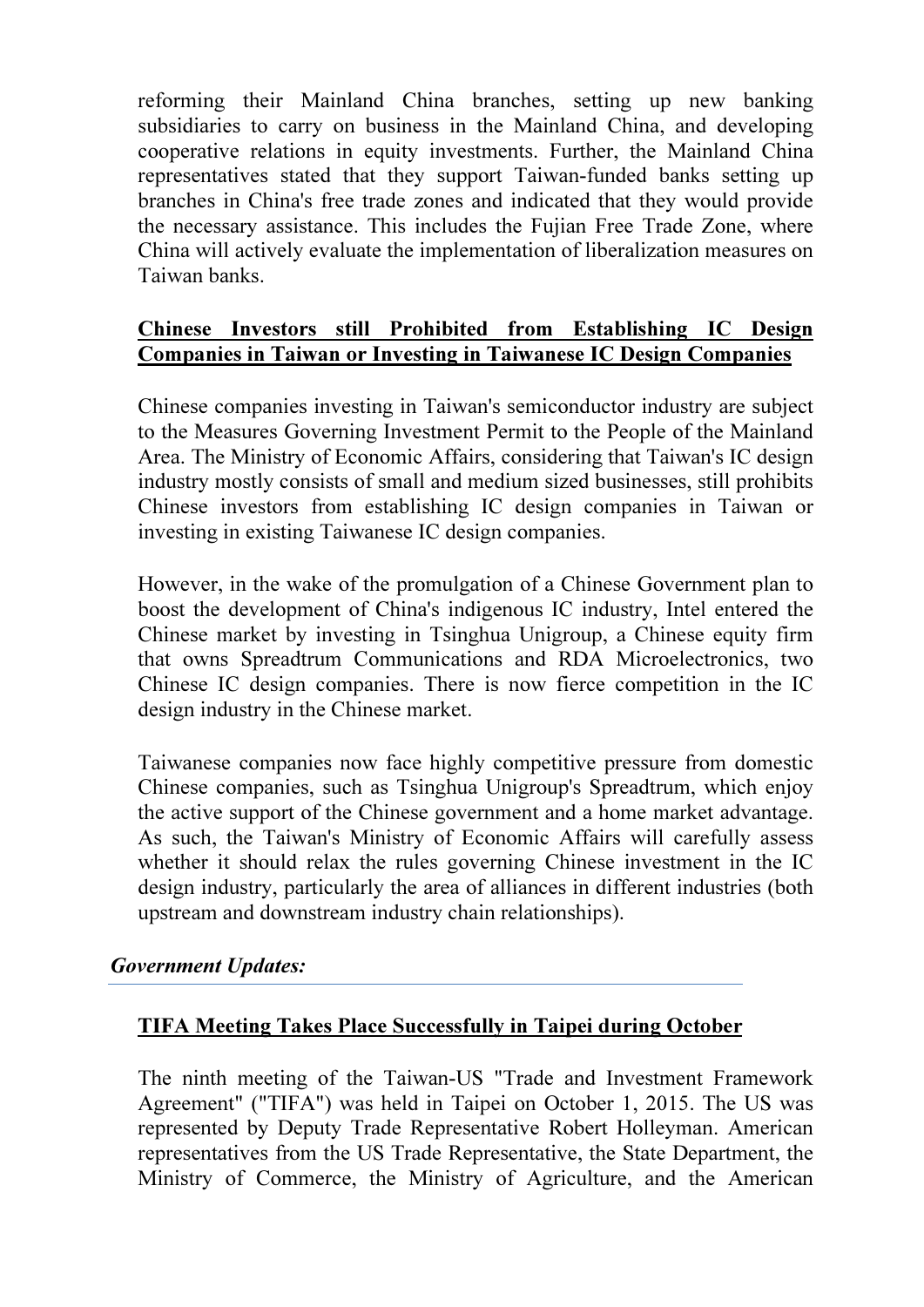reforming their Mainland China branches, setting up new banking subsidiaries to carry on business in the Mainland China, and developing cooperative relations in equity investments. Further, the Mainland China representatives stated that they support Taiwan-funded banks setting up branches in China's free trade zones and indicated that they would provide the necessary assistance. This includes the Fujian Free Trade Zone, where China will actively evaluate the implementation of liberalization measures on Taiwan banks.

### Chinese Investors still Prohibited from Establishing IC Design Companies in Taiwan or Investing in Taiwanese IC Design Companies

Chinese companies investing in Taiwan's semiconductor industry are subject to the Measures Governing Investment Permit to the People of the Mainland Area. The Ministry of Economic Affairs, considering that Taiwan's IC design industry mostly consists of small and medium sized businesses, still prohibits Chinese investors from establishing IC design companies in Taiwan or investing in existing Taiwanese IC design companies.

However, in the wake of the promulgation of a Chinese Government plan to boost the development of China's indigenous IC industry, Intel entered the Chinese market by investing in Tsinghua Unigroup, a Chinese equity firm that owns Spreadtrum Communications and RDA Microelectronics, two Chinese IC design companies. There is now fierce competition in the IC design industry in the Chinese market.

Taiwanese companies now face highly competitive pressure from domestic Chinese companies, such as Tsinghua Unigroup's Spreadtrum, which enjoy the active support of the Chinese government and a home market advantage. As such, the Taiwan's Ministry of Economic Affairs will carefully assess whether it should relax the rules governing Chinese investment in the IC design industry, particularly the area of alliances in different industries (both upstream and downstream industry chain relationships).

## *Government Updates:*

### TIFA Meeting Takes Place Successfully in Taipei during October

The ninth meeting of the Taiwan-US "Trade and Investment Framework Agreement" ("TIFA") was held in Taipei on October 1, 2015. The US was represented by Deputy Trade Representative Robert Holleyman. American representatives from the US Trade Representative, the State Department, the Ministry of Commerce, the Ministry of Agriculture, and the American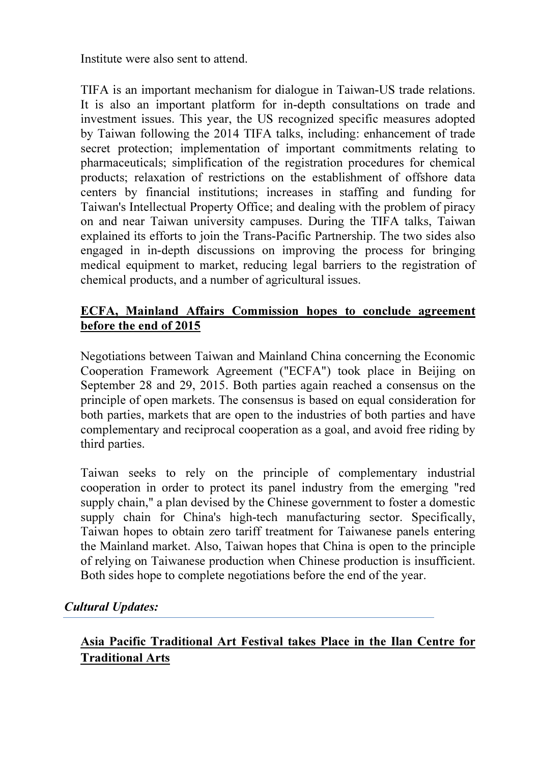Institute were also sent to attend.

TIFA is an important mechanism for dialogue in Taiwan-US trade relations. It is also an important platform for in-depth consultations on trade and investment issues. This year, the US recognized specific measures adopted by Taiwan following the 2014 TIFA talks, including: enhancement of trade secret protection; implementation of important commitments relating to pharmaceuticals; simplification of the registration procedures for chemical products; relaxation of restrictions on the establishment of offshore data centers by financial institutions; increases in staffing and funding for Taiwan's Intellectual Property Office; and dealing with the problem of piracy on and near Taiwan university campuses. During the TIFA talks, Taiwan explained its efforts to join the Trans-Pacific Partnership. The two sides also engaged in in-depth discussions on improving the process for bringing medical equipment to market, reducing legal barriers to the registration of chemical products, and a number of agricultural issues.

**ECFA, Mainland Affairs Commission hopes to conclude agreement before the end of 2015**

Negotiations between Taiwan and Mainland China concerning the Economic Cooperation Framework Agreement ("ECFA") took place in Beijing on September 28 and 29, 2015. Both parties again reached a consensus on the principle of open markets. The consensus is based on equal consideration for both parties, markets that are open to the industries of both parties and have complementary and reciprocal cooperation as a goal, and avoid free riding by third parties.

Taiwan seeks to rely on the principle of complementary industrial cooperation in order to protect its panel industry from the emerging "red supply chain," a plan devised by the Chinese government to foster a domestic supply chain for China's high-tech manufacturing sector. Specifically, Taiwan hopes to obtain zero tariff treatment for Taiwanese panels entering the Mainland market. Also, Taiwan hopes that China is open to the principle of relying on Taiwanese production when Chinese production is insufficient. Both sides hope to complete negotiations before the end of the year.

## *Cultural Updates:*

**Asia Pacific Traditional Art Festival takes Place in the Ilan Centre for Traditional Arts**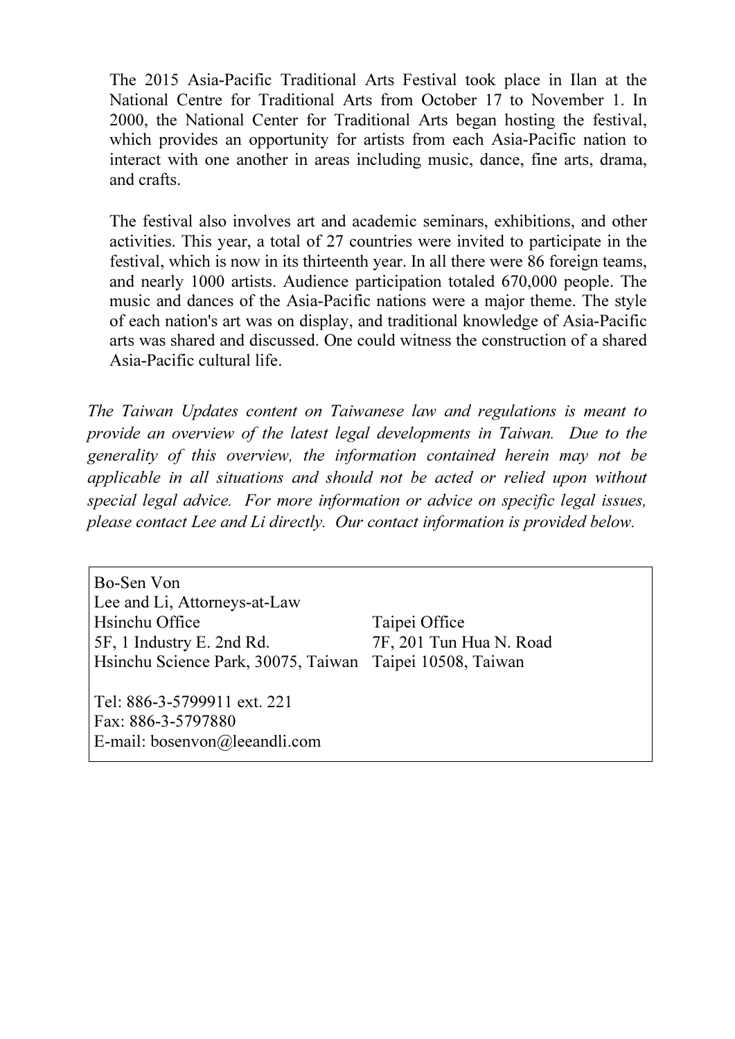The 2015 Asia-Pacific Traditional Arts Festival took place in Ilan at the National Centre for Traditional Arts from October 17 to November 1. In 2000, the National Center for Traditional Arts began hosting the festival, which provides an opportunity for artists from each Asia-Pacific nation to interact with one another in areas including music, dance, fine arts, drama, and crafts.

The festival also involves art and academic seminars, exhibitions, and other activities. This year, a total of 27 countries were invited to participate in the festival, which is now in its thirteenth year. In all there were 86 foreign teams, and nearly 1000 artists. Audience participation totaled 670,000 people. The music and dances of the Asia-Pacific nations were a major theme. The style of each nation's art was on display, and traditional knowledge of Asia-Pacific arts was shared and discussed. One could witness the construction of a shared Asia-Pacific cultural life.

*The Taiwan Updates content on Taiwanese law and regulations is meant to provide an overview of the latest legal developments in Taiwan. Due to the generality of this overview, the information contained herein may not be applicable in all situations and should not be acted or relied upon without special legal advice. For more information or advice on specific legal issues, please contact Lee and Li directly. Our contact information is provided below.*

Bo-Sen Von
Lee and Li, Attorneys-at-Law

| Hsinchu Office | Taipei Office |
|---|---|
| 5F, 1 Industry E. 2nd Rd. | 7F, 201 Tun Hua N. Road |
| Hsinchu Science Park, 30075, Taiwan | Taipei 10508, Taiwan |

Tel: 886-3-5799911 ext. 221
Fax: 886-3-5797880
E-mail: bosenvon@leeandli.com